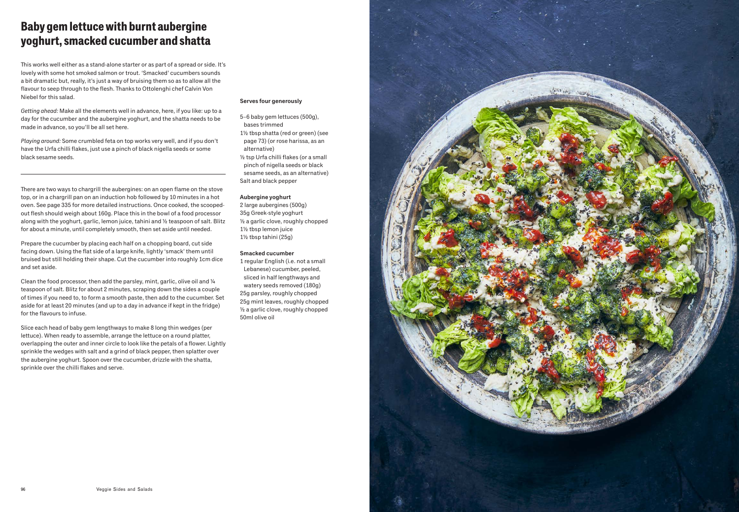# Baby gem lettuce with burnt aubergine yoghurt, smacked cucumber and shatta

This works well either as a stand-alone starter or as part of a spread or side. It's lovely with some hot smoked salmon or trout. 'Smacked' cucumbers sounds a bit dramatic but, really, it's just a way of bruising them so as to allow all the flavour to seep through to the flesh. Thanks to Ottolenghi chef Calvin Von Niebel for this salad.

*Getting ahead:* Make all the elements well in advance, here, if you like: up to a day for the cucumber and the aubergine yoghurt, and the shatta needs to be made in advance, so you'll be all set here.

*Playing around:* Some crumbled feta on top works very well, and if you don't have the Urfa chilli flakes, just use a pinch of black nigella seeds or some black sesame seeds.

**Serves four generously**

- 5–6 baby gem lettuces (500g), bases trimmed
- 1½ tbsp shatta (red or green) (see page 73) (or rose harissa, as an alternative)
- ½ tsp Urfa chilli flakes (or a small pinch of nigella seeds or black sesame seeds, as an alternative)
- Salt and black pepper

**Aubergine yoghurt**

- 2 large aubergines (500g)
- 35g Greek-style yoghurt
- ½ a garlic clove, roughly chopped
- 1½ tbsp lemon juice
- 1½ tbsp tahini (25g)

**Smacked cucumber**

- 1 regular English (i.e. not a small Lebanese) cucumber, peeled, sliced in half lengthways and watery seeds removed (180g)
- 25g parsley, roughly chopped
- 25g mint leaves, roughly chopped
- ½ a garlic clove, roughly chopped
- 50ml olive oil

---

There are two ways to chargrill the aubergines: on an open flame on the stove top, or in a chargrill pan on an induction hob followed by 10 minutes in a hot oven. See page 335 for more detailed instructions. Once cooked, the scooped-out flesh should weigh about 160g. Place this in the bowl of a food processor along with the yoghurt, garlic, lemon juice, tahini and ½ teaspoon of salt. Blitz for about a minute, until completely smooth, then set aside until needed.

Prepare the cucumber by placing each half on a chopping board, cut side facing down. Using the flat side of a large knife, lightly 'smack' them until bruised but still holding their shape. Cut the cucumber into roughly 1cm dice and set aside.

Clean the food processor, then add the parsley, mint, garlic, olive oil and ¼ teaspoon of salt. Blitz for about 2 minutes, scraping down the sides a couple of times if you need to, to form a smooth paste, then add to the cucumber. Set aside for at least 20 minutes (and up to a day in advance if kept in the fridge) for the flavours to infuse.

Slice each head of baby gem lengthways to make 8 long thin wedges (per lettuce). When ready to assemble, arrange the lettuce on a round platter, overlapping the outer and inner circle to look like the petals of a flower. Lightly sprinkle the wedges with salt and a grind of black pepper, then splatter over the aubergine yoghurt. Spoon over the cucumber, drizzle with the shatta, sprinkle over the chilli flakes and serve.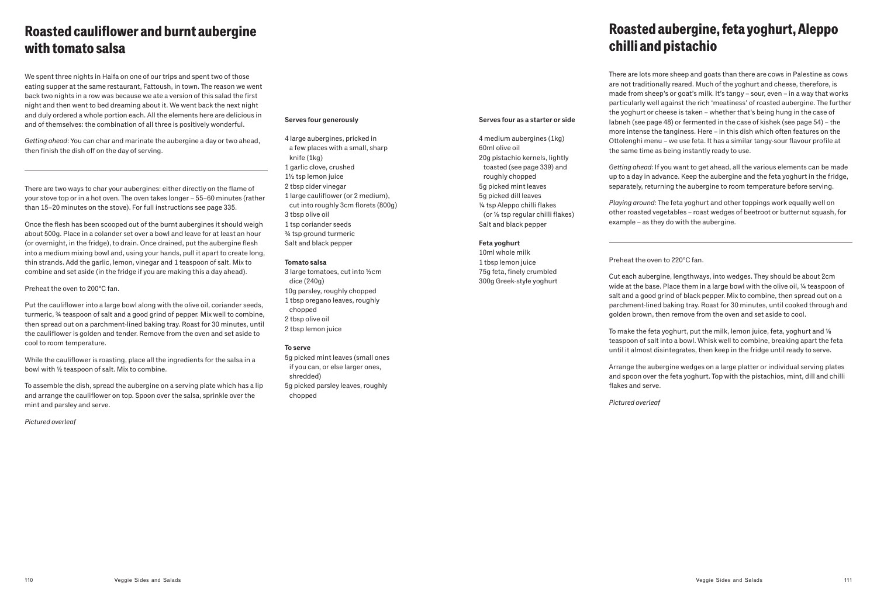# Roasted cauliflower and burnt aubergine with tomato salsa

We spent three nights in Haifa on one of our trips and spent two of those eating supper at the same restaurant, Fattoush, in town. The reason we went back two nights in a row was because we ate a version of this salad the first night and then went to bed dreaming about it. We went back the next night and duly ordered a whole portion each. All the elements here are delicious in and of themselves: the combination of all three is positively wonderful.

*Getting ahead*: You can char and marinate the aubergine a day or two ahead, then finish the dish off on the day of serving.

---

**Serves four generously**

4 large aubergines, pricked in a few places with a small, sharp knife (1kg)
1 garlic clove, crushed
1½ tsp lemon juice
2 tbsp cider vinegar
1 large cauliflower (or 2 medium), cut into roughly 3cm florets (800g)
3 tbsp olive oil
1 tsp coriander seeds
¾ tsp ground turmeric
Salt and black pepper

**Tomato salsa**

3 large tomatoes, cut into ½cm dice (240g)
10g parsley, roughly chopped
1 tbsp oregano leaves, roughly chopped
2 tbsp olive oil
2 tbsp lemon juice

**To serve**

5g picked mint leaves (small ones if you can, or else larger ones, shredded)
5g picked parsley leaves, roughly chopped

There are two ways to char your aubergines: either directly on the flame of your stove top or in a hot oven. The oven takes longer – 55–60 minutes (rather than 15–20 minutes on the stove). For full instructions see page 335.

Once the flesh has been scooped out of the burnt aubergines it should weigh about 500g. Place in a colander set over a bowl and leave for at least an hour (or overnight, in the fridge), to drain. Once drained, put the aubergine flesh into a medium mixing bowl and, using your hands, pull it apart to create long, thin strands. Add the garlic, lemon, vinegar and 1 teaspoon of salt. Mix to combine and set aside (in the fridge if you are making this a day ahead).

Preheat the oven to 200°C fan.

Put the cauliflower into a large bowl along with the olive oil, coriander seeds, turmeric, ¾ teaspoon of salt and a good grind of pepper. Mix well to combine, then spread out on a parchment-lined baking tray. Roast for 30 minutes, until the cauliflower is golden and tender. Remove from the oven and set aside to cool to room temperature.

While the cauliflower is roasting, place all the ingredients for the salsa in a bowl with ½ teaspoon of salt. Mix to combine.

To assemble the dish, spread the aubergine on a serving plate which has a lip and arrange the cauliflower on top. Spoon over the salsa, sprinkle over the mint and parsley and serve.

*Pictured overleaf*

# Roasted aubergine, feta yoghurt, Aleppo chilli and pistachio

There are lots more sheep and goats than there are cows in Palestine as cows are not traditionally reared. Much of the yoghurt and cheese, therefore, is made from sheep's or goat's milk. It's tangy – sour, even – in a way that works particularly well against the rich 'meatiness' of roasted aubergine. The further the yoghurt or cheese is taken – whether that's being hung in the case of labneh (see page 48) or fermented in the case of kishek (see page 54) – the more intense the tanginess. Here – in this dish which often features on the Ottolenghi menu – we use feta. It has a similar tangy-sour flavour profile at the same time as being instantly ready to use.

*Getting ahead:* If you want to get ahead, all the various elements can be made up to a day in advance. Keep the aubergine and the feta yoghurt in the fridge, separately, returning the aubergine to room temperature before serving.

*Playing around:* The feta yoghurt and other toppings work equally well on other roasted vegetables – roast wedges of beetroot or butternut squash, for example – as they do with the aubergine.

---

**Serves four as a starter or side**

4 medium aubergines (1kg)
60ml olive oil
20g pistachio kernels, lightly toasted (see page 339) and roughly chopped
5g picked mint leaves
5g picked dill leaves
¼ tsp Aleppo chilli flakes (or ⅛ tsp regular chilli flakes)
Salt and black pepper

**Feta yoghurt**

10ml whole milk
1 tbsp lemon juice
75g feta, finely crumbled
300g Greek-style yoghurt

Preheat the oven to 220°C fan.

Cut each aubergine, lengthways, into wedges. They should be about 2cm wide at the base. Place them in a large bowl with the olive oil, ¼ teaspoon of salt and a good grind of black pepper. Mix to combine, then spread out on a parchment-lined baking tray. Roast for 30 minutes, until cooked through and golden brown, then remove from the oven and set aside to cool.

To make the feta yoghurt, put the milk, lemon juice, feta, yoghurt and ⅛ teaspoon of salt into a bowl. Whisk well to combine, breaking apart the feta until it almost disintegrates, then keep in the fridge until ready to serve.

Arrange the aubergine wedges on a large platter or individual serving plates and spoon over the feta yoghurt. Top with the pistachios, mint, dill and chilli flakes and serve.

*Pictured overleaf*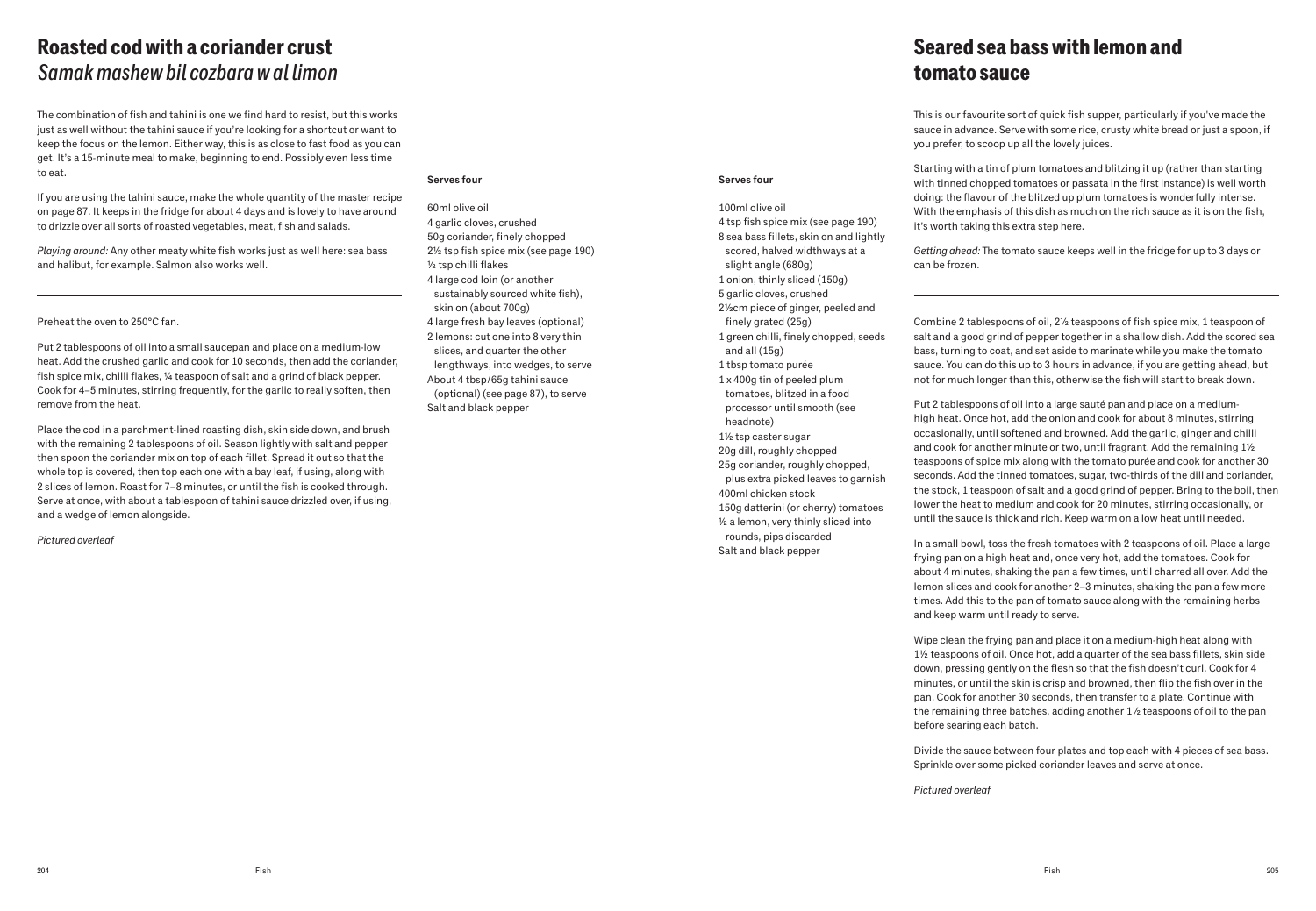# Roasted cod with a coriander crust
## *Samak mashew bil cozbara w al limon*

The combination of fish and tahini is one we find hard to resist, but this works just as well without the tahini sauce if you're looking for a shortcut or want to keep the focus on the lemon. Either way, this is as close to fast food as you can get. It's a 15-minute meal to make, beginning to end. Possibly even less time to eat.

If you are using the tahini sauce, make the whole quantity of the master recipe on page 87. It keeps in the fridge for about 4 days and is lovely to have around to drizzle over all sorts of roasted vegetables, meat, fish and salads.

*Playing around:* Any other meaty white fish works just as well here: sea bass and halibut, for example. Salmon also works well.

---

**Serves four**

- 60ml olive oil
- 4 garlic cloves, crushed
- 50g coriander, finely chopped
- 2½ tsp fish spice mix (see page 190)
- ½ tsp chilli flakes
- 4 large cod loin (or another sustainably sourced white fish), skin on (about 700g)
- 4 large fresh bay leaves (optional)
- 2 lemons: cut one into 8 very thin slices, and quarter the other lengthways, into wedges, to serve
- About 4 tbsp/65g tahini sauce (optional) (see page 87), to serve
- Salt and black pepper

Preheat the oven to 250°C fan.

Put 2 tablespoons of oil into a small saucepan and place on a medium-low heat. Add the crushed garlic and cook for 10 seconds, then add the coriander, fish spice mix, chilli flakes, ¼ teaspoon of salt and a grind of black pepper. Cook for 4–5 minutes, stirring frequently, for the garlic to really soften, then remove from the heat.

Place the cod in a parchment-lined roasting dish, skin side down, and brush with the remaining 2 tablespoons of oil. Season lightly with salt and pepper then spoon the coriander mix on top of each fillet. Spread it out so that the whole top is covered, then top each one with a bay leaf, if using, along with 2 slices of lemon. Roast for 7–8 minutes, or until the fish is cooked through. Serve at once, with about a tablespoon of tahini sauce drizzled over, if using, and a wedge of lemon alongside.

*Pictured overleaf*

# Seared sea bass with lemon and tomato sauce

This is our favourite sort of quick fish supper, particularly if you've made the sauce in advance. Serve with some rice, crusty white bread or just a spoon, if you prefer, to scoop up all the lovely juices.

Starting with a tin of plum tomatoes and blitzing it up (rather than starting with tinned chopped tomatoes or passata in the first instance) is well worth doing: the flavour of the blitzed up plum tomatoes is wonderfully intense. With the emphasis of this dish as much on the rich sauce as it is on the fish, it's worth taking this extra step here.

*Getting ahead:* The tomato sauce keeps well in the fridge for up to 3 days or can be frozen.

---

**Serves four**

- 100ml olive oil
- 4 tsp fish spice mix (see page 190)
- 8 sea bass fillets, skin on and lightly scored, halved widthways at a slight angle (680g)
- 1 onion, thinly sliced (150g)
- 5 garlic cloves, crushed
- 2½cm piece of ginger, peeled and finely grated (25g)
- 1 green chilli, finely chopped, seeds and all (15g)
- 1 tbsp tomato purée
- 1 x 400g tin of peeled plum tomatoes, blitzed in a food processor until smooth (see headnote)
- 1½ tsp caster sugar
- 20g dill, roughly chopped
- 25g coriander, roughly chopped, plus extra picked leaves to garnish
- 400ml chicken stock
- 150g datterini (or cherry) tomatoes
- ½ a lemon, very thinly sliced into rounds, pips discarded
- Salt and black pepper

Combine 2 tablespoons of oil, 2½ teaspoons of fish spice mix, 1 teaspoon of salt and a good grind of pepper together in a shallow dish. Add the scored sea bass, turning to coat, and set aside to marinate while you make the tomato sauce. You can do this up to 3 hours in advance, if you are getting ahead, but not for much longer than this, otherwise the fish will start to break down.

Put 2 tablespoons of oil into a large sauté pan and place on a medium-high heat. Once hot, add the onion and cook for about 8 minutes, stirring occasionally, until softened and browned. Add the garlic, ginger and chilli and cook for another minute or two, until fragrant. Add the remaining 1½ teaspoons of spice mix along with the tomato purée and cook for another 30 seconds. Add the tinned tomatoes, sugar, two-thirds of the dill and coriander, the stock, 1 teaspoon of salt and a good grind of pepper. Bring to the boil, then lower the heat to medium and cook for 20 minutes, stirring occasionally, or until the sauce is thick and rich. Keep warm on a low heat until needed.

In a small bowl, toss the fresh tomatoes with 2 teaspoons of oil. Place a large frying pan on a high heat and, once very hot, add the tomatoes. Cook for about 4 minutes, shaking the pan a few times, until charred all over. Add the lemon slices and cook for another 2–3 minutes, shaking the pan a few more times. Add this to the pan of tomato sauce along with the remaining herbs and keep warm until ready to serve.

Wipe clean the frying pan and place it on a medium-high heat along with 1½ teaspoons of oil. Once hot, add a quarter of the sea bass fillets, skin side down, pressing gently on the flesh so that the fish doesn't curl. Cook for 4 minutes, or until the skin is crisp and browned, then flip the fish over in the pan. Cook for another 30 seconds, then transfer to a plate. Continue with the remaining three batches, adding another 1½ teaspoons of oil to the pan before searing each batch.

Divide the sauce between four plates and top each with 4 pieces of sea bass. Sprinkle over some picked coriander leaves and serve at once.

*Pictured overleaf*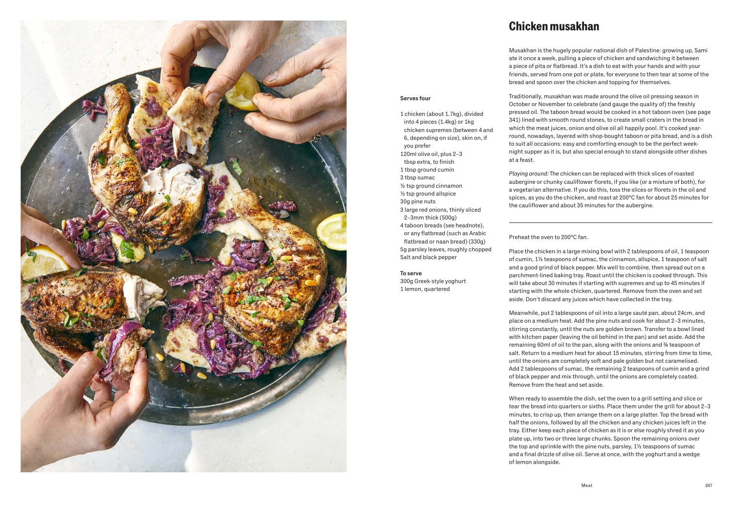# Chicken musakhan

Musakhan is the hugely popular national dish of Palestine: growing up, Sami ate it once a week, pulling a piece of chicken and sandwiching it between a piece of pita or flatbread. It's a dish to eat with your hands and with your friends, served from one pot or plate, for everyone to then tear at some of the bread and spoon over the chicken and topping for themselves.

Traditionally, musakhan was made around the olive oil pressing season in October or November to celebrate (and gauge the quality of) the freshly pressed oil. The taboon bread would be cooked in a hot taboon oven (see page 341) lined with smooth round stones, to create small craters in the bread in which the meat juices, onion and olive oil all happily pool. It's cooked year-round, nowadays, layered with shop-bought taboon or pita bread, and is a dish to suit all occasions: easy and comforting enough to be the perfect week-night supper as it is, but also special enough to stand alongside other dishes at a feast.

*Playing around:* The chicken can be replaced with thick slices of roasted aubergine or chunky cauliflower florets, if you like (or a mixture of both), for a vegetarian alternative. If you do this, toss the slices or florets in the oil and spices, as you do the chicken, and roast at 200°C fan for about 25 minutes for the cauliflower and about 35 minutes for the aubergine.

**Serves four**

- 1 chicken (about 1.7kg), divided into 4 pieces (1.4kg) or 1kg chicken supremes (between 4 and 6, depending on size), skin on, if you prefer
- 120ml olive oil, plus 2–3 tbsp extra, to finish
- 1 tbsp ground cumin
- 3 tbsp sumac
- ½ tsp ground cinnamon
- ½ tsp ground allspice
- 30g pine nuts
- 3 large red onions, thinly sliced 2–3mm thick (500g)
- 4 taboon breads (see headnote), or any flatbread (such as Arabic flatbread or naan bread) (330g)
- 5g parsley leaves, roughly chopped
- Salt and black pepper

**To serve**

- 300g Greek-style yoghurt
- 1 lemon, quartered

Preheat the oven to 200°C fan.

Place the chicken in a large mixing bowl with 2 tablespoons of oil, 1 teaspoon of cumin, 1½ teaspoons of sumac, the cinnamon, allspice, 1 teaspoon of salt and a good grind of black pepper. Mix well to combine, then spread out on a parchment-lined baking tray. Roast until the chicken is cooked through. This will take about 30 minutes if starting with supremes and up to 45 minutes if starting with the whole chicken, quartered. Remove from the oven and set aside. Don't discard any juices which have collected in the tray.

Meanwhile, put 2 tablespoons of oil into a large sauté pan, about 24cm, and place on a medium heat. Add the pine nuts and cook for about 2–3 minutes, stirring constantly, until the nuts are golden brown. Transfer to a bowl lined with kitchen paper (leaving the oil behind in the pan) and set aside. Add the remaining 60ml of oil to the pan, along with the onions and ¾ teaspoon of salt. Return to a medium heat for about 15 minutes, stirring from time to time, until the onions are completely soft and pale golden but not caramelised. Add 2 tablespoons of sumac, the remaining 2 teaspoons of cumin and a grind of black pepper and mix through, until the onions are completely coated. Remove from the heat and set aside.

When ready to assemble the dish, set the oven to a grill setting and slice or tear the bread into quarters or sixths. Place them under the grill for about 2–3 minutes, to crisp up, then arrange them on a large platter. Top the bread with half the onions, followed by all the chicken and any chicken juices left in the tray. Either keep each piece of chicken as it is or else roughly shred it as you plate up, into two or three large chunks. Spoon the remaining onions over the top and sprinkle with the pine nuts, parsley, 1½ teaspoons of sumac and a final drizzle of olive oil. Serve at once, with the yoghurt and a wedge of lemon alongside.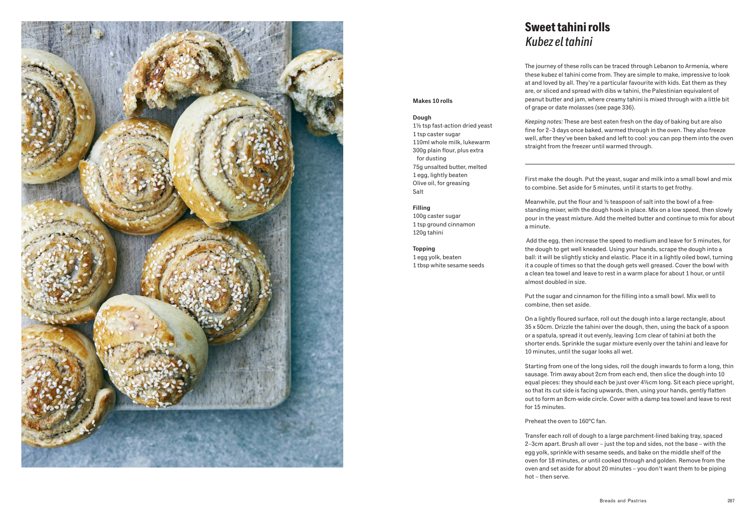# Sweet tahini rolls
## *Kubez el tahini*

**Makes 10 rolls**

**Dough**
1½ tsp fast-action dried yeast
1 tsp caster sugar
110ml whole milk, lukewarm
300g plain flour, plus extra for dusting
75g unsalted butter, melted
1 egg, lightly beaten
Olive oil, for greasing
Salt

**Filling**
100g caster sugar
1 tsp ground cinnamon
120g tahini

**Topping**
1 egg yolk, beaten
1 tbsp white sesame seeds

The journey of these rolls can be traced through Lebanon to Armenia, where these kubez el tahini come from. They are simple to make, impressive to look at and loved by all. They're a particular favourite with kids. Eat them as they are, or sliced and spread with dibs w tahini, the Palestinian equivalent of peanut butter and jam, where creamy tahini is mixed through with a little bit of grape or date molasses (see page 336).

*Keeping notes:* These are best eaten fresh on the day of baking but are also fine for 2–3 days once baked, warmed through in the oven. They also freeze well, after they've been baked and left to cool: you can pop them into the oven straight from the freezer until warmed through.

---

First make the dough. Put the yeast, sugar and milk into a small bowl and mix to combine. Set aside for 5 minutes, until it starts to get frothy.

Meanwhile, put the flour and ½ teaspoon of salt into the bowl of a free-standing mixer, with the dough hook in place. Mix on a low speed, then slowly pour in the yeast mixture. Add the melted butter and continue to mix for about a minute.

Add the egg, then increase the speed to medium and leave for 5 minutes, for the dough to get well kneaded. Using your hands, scrape the dough into a ball: it will be slightly sticky and elastic. Place it in a lightly oiled bowl, turning it a couple of times so that the dough gets well greased. Cover the bowl with a clean tea towel and leave to rest in a warm place for about 1 hour, or until almost doubled in size.

Put the sugar and cinnamon for the filling into a small bowl. Mix well to combine, then set aside.

On a lightly floured surface, roll out the dough into a large rectangle, about 35 x 50cm. Drizzle the tahini over the dough, then, using the back of a spoon or a spatula, spread it out evenly, leaving 1cm clear of tahini at both the shorter ends. Sprinkle the sugar mixture evenly over the tahini and leave for 10 minutes, until the sugar looks all wet.

Starting from one of the long sides, roll the dough inwards to form a long, thin sausage. Trim away about 2cm from each end, then slice the dough into 10 equal pieces: they should each be just over 4½cm long. Sit each piece upright, so that its cut side is facing upwards, then, using your hands, gently flatten out to form an 8cm-wide circle. Cover with a damp tea towel and leave to rest for 15 minutes.

Preheat the oven to 160°C fan.

Transfer each roll of dough to a large parchment-lined baking tray, spaced 2–3cm apart. Brush all over – just the top and sides, not the base – with the egg yolk, sprinkle with sesame seeds, and bake on the middle shelf of the oven for 18 minutes, or until cooked through and golden. Remove from the oven and set aside for about 20 minutes – you don't want them to be piping hot – then serve.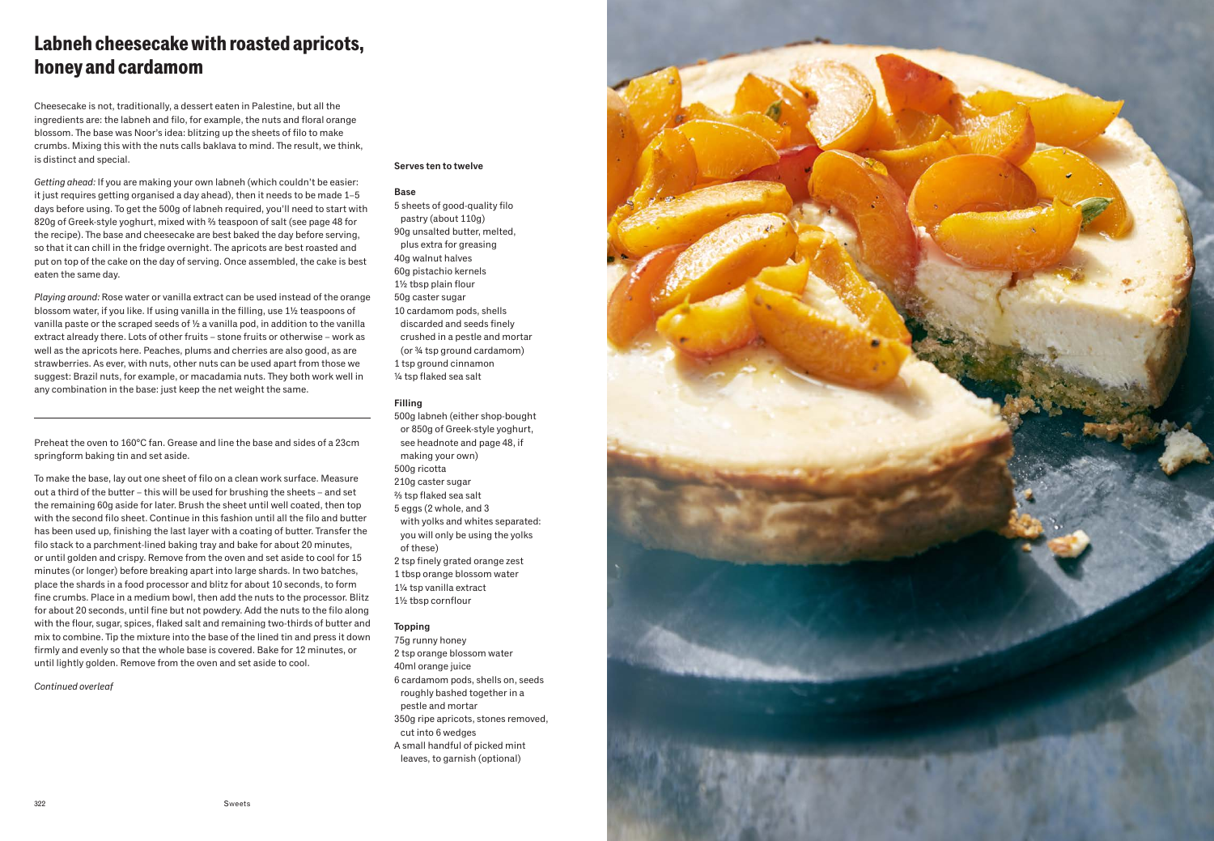# Labneh cheesecake with roasted apricots, honey and cardamom

Cheesecake is not, traditionally, a dessert eaten in Palestine, but all the ingredients are: the labneh and filo, for example, the nuts and floral orange blossom. The base was Noor's idea: blitzing up the sheets of filo to make crumbs. Mixing this with the nuts calls baklava to mind. The result, we think, is distinct and special.

*Getting ahead:* If you are making your own labneh (which couldn't be easier: it just requires getting organised a day ahead), then it needs to be made 1–5 days before using. To get the 500g of labneh required, you'll need to start with 820g of Greek-style yoghurt, mixed with ⅔ teaspoon of salt (see page 48 for the recipe). The base and cheesecake are best baked the day before serving, so that it can chill in the fridge overnight. The apricots are best roasted and put on top of the cake on the day of serving. Once assembled, the cake is best eaten the same day.

*Playing around:* Rose water or vanilla extract can be used instead of the orange blossom water, if you like. If using vanilla in the filling, use 1½ teaspoons of vanilla paste or the scraped seeds of ½ a vanilla pod, in addition to the vanilla extract already there. Lots of other fruits – stone fruits or otherwise – work as well as the apricots here. Peaches, plums and cherries are also good, as are strawberries. As ever, with nuts, other nuts can be used apart from those we suggest: Brazil nuts, for example, or macadamia nuts. They both work well in any combination in the base: just keep the net weight the same.

**Serves ten to twelve**

**Base**

- 5 sheets of good-quality filo pastry (about 110g)
- 90g unsalted butter, melted, plus extra for greasing
- 40g walnut halves
- 60g pistachio kernels
- 1½ tbsp plain flour
- 50g caster sugar
- 10 cardamom pods, shells discarded and seeds finely crushed in a pestle and mortar (or ¾ tsp ground cardamom)
- 1 tsp ground cinnamon
- ¼ tsp flaked sea salt

**Filling**

- 500g labneh (either shop-bought or 850g of Greek-style yoghurt, see headnote and page 48, if making your own)
- 500g ricotta
- 210g caster sugar
- ⅔ tsp flaked sea salt
- 5 eggs (2 whole, and 3 with yolks and whites separated: you will only be using the yolks of these)
- 2 tsp finely grated orange zest
- 1 tbsp orange blossom water
- 1¼ tsp vanilla extract
- 1½ tbsp cornflour

**Topping**

- 75g runny honey
- 2 tsp orange blossom water
- 40ml orange juice
- 6 cardamom pods, shells on, seeds roughly bashed together in a pestle and mortar
- 350g ripe apricots, stones removed, cut into 6 wedges
- A small handful of picked mint leaves, to garnish (optional)

---

Preheat the oven to 160°C fan. Grease and line the base and sides of a 23cm springform baking tin and set aside.

To make the base, lay out one sheet of filo on a clean work surface. Measure out a third of the butter – this will be used for brushing the sheets – and set the remaining 60g aside for later. Brush the sheet until well coated, then top with the second filo sheet. Continue in this fashion until all the filo and butter has been used up, finishing the last layer with a coating of butter. Transfer the filo stack to a parchment-lined baking tray and bake for about 20 minutes, or until golden and crispy. Remove from the oven and set aside to cool for 15 minutes (or longer) before breaking apart into large shards. In two batches, place the shards in a food processor and blitz for about 10 seconds, to form fine crumbs. Place in a medium bowl, then add the nuts to the processor. Blitz for about 20 seconds, until fine but not powdery. Add the nuts to the filo along with the flour, sugar, spices, flaked salt and remaining two-thirds of butter and mix to combine. Tip the mixture into the base of the lined tin and press it down firmly and evenly so that the whole base is covered. Bake for 12 minutes, or until lightly golden. Remove from the oven and set aside to cool.

*Continued overleaf*